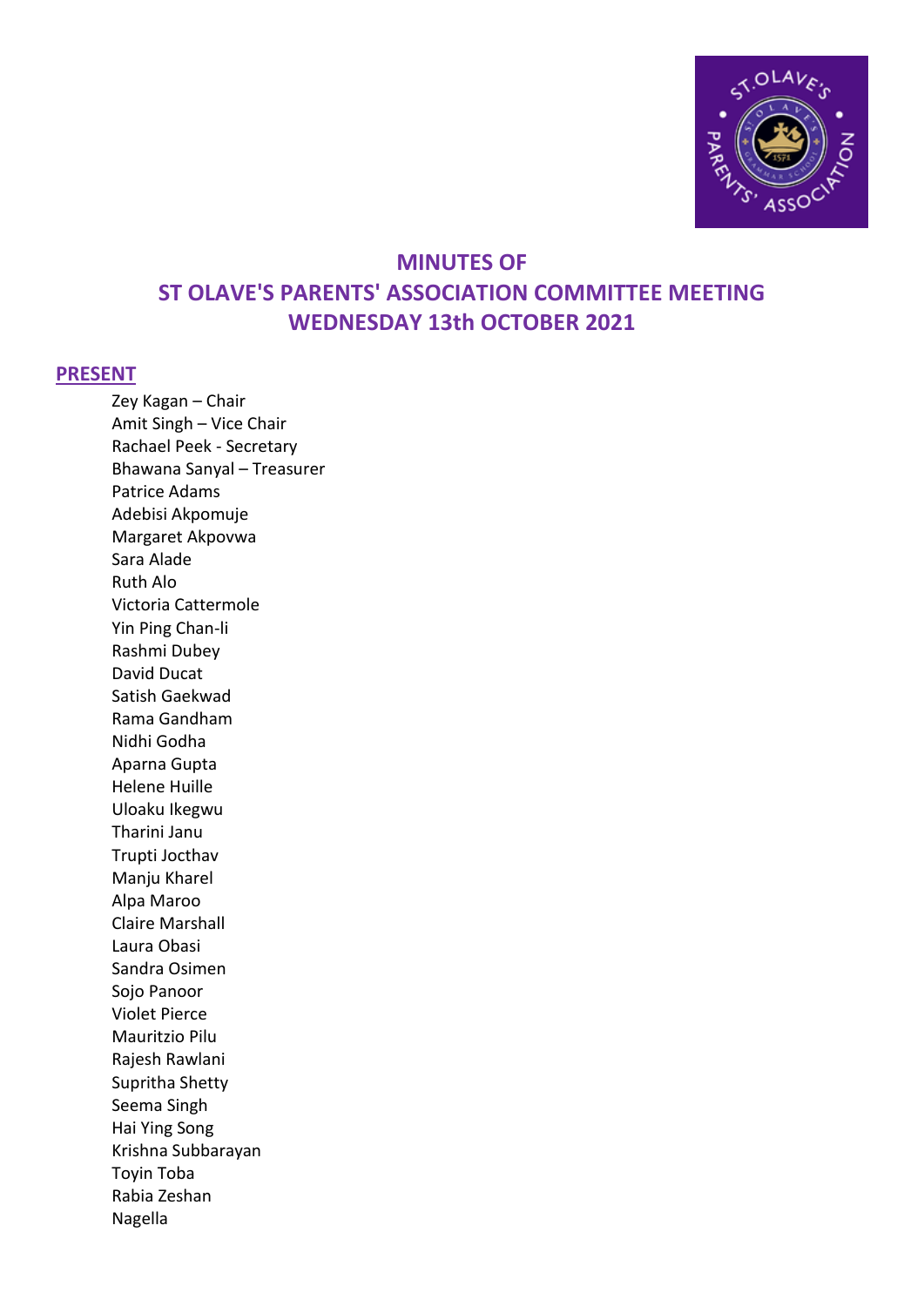# MINUTES OF
# ST OLAVE'S PARENTS' ASSOCIATION COMMITTEE MEETING
# WEDNESDAY 13th OCTOBER 2021

## PRESENT

Zey Kagan – Chair
Amit Singh – Vice Chair
Rachael Peek - Secretary
Bhawana Sanyal – Treasurer
Patrice Adams
Adebisi Akpomuje
Margaret Akpovwa
Sara Alade
Ruth Alo
Victoria Cattermole
Yin Ping Chan-li
Rashmi Dubey
David Ducat
Satish Gaekwad
Rama Gandham
Nidhi Godha
Aparna Gupta
Helene Huille
Uloaku Ikegwu
Tharini Janu
Trupti Jocthav
Manju Kharel
Alpa Maroo
Claire Marshall
Laura Obasi
Sandra Osimen
Sojo Panoor
Violet Pierce
Mauritzio Pilu
Rajesh Rawlani
Supritha Shetty
Seema Singh
Hai Ying Song
Krishna Subbarayan
Toyin Toba
Rabia Zeshan
Nagella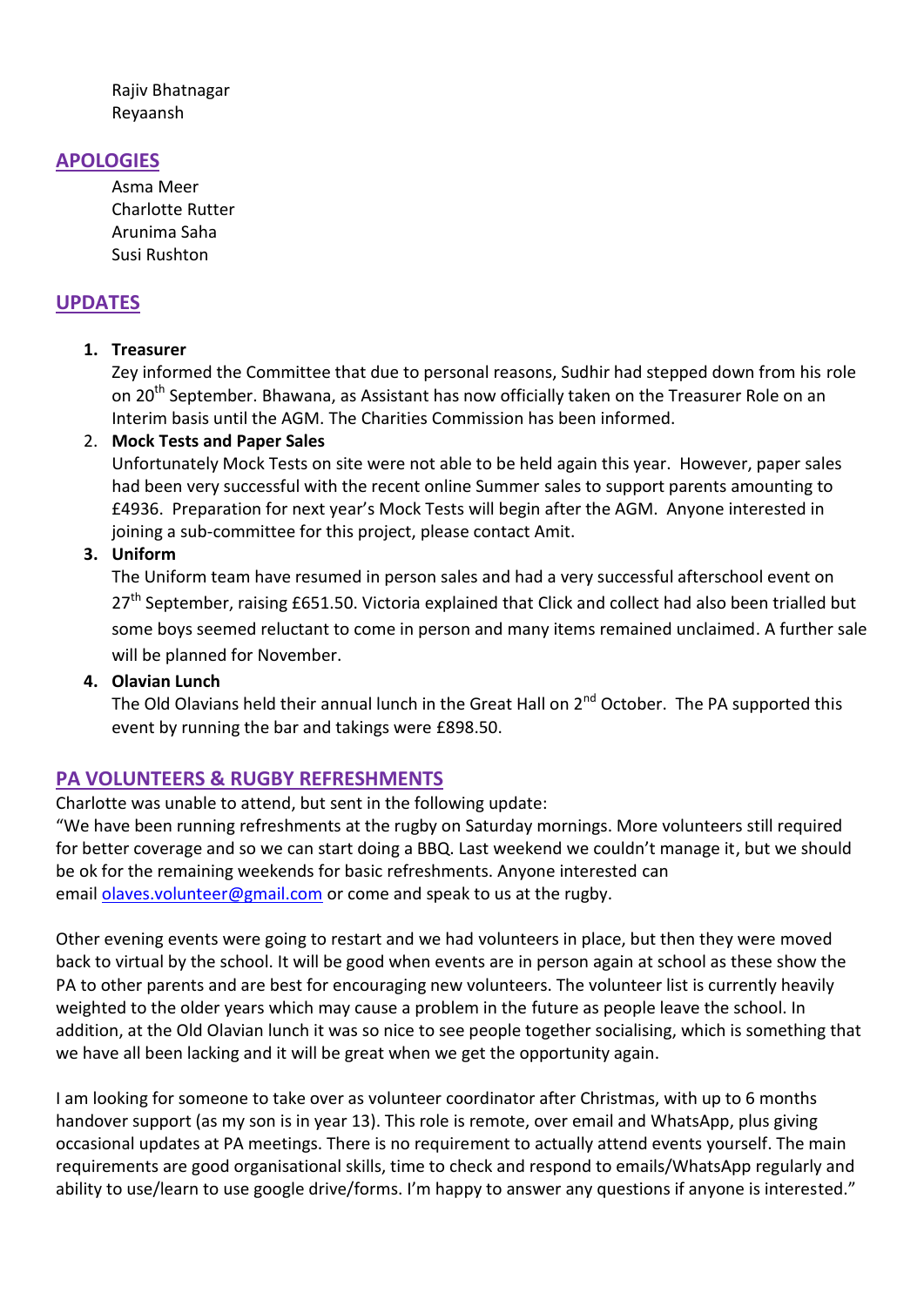Rajiv Bhatnagar
Reyaansh

## APOLOGIES

Asma Meer
Charlotte Rutter
Arunima Saha
Susi Rushton

## UPDATES

1. **Treasurer**
   Zey informed the Committee that due to personal reasons, Sudhir had stepped down from his role on 20th September. Bhawana, as Assistant has now officially taken on the Treasurer Role on an Interim basis until the AGM. The Charities Commission has been informed.
2. **Mock Tests and Paper Sales**
   Unfortunately Mock Tests on site were not able to be held again this year. However, paper sales had been very successful with the recent online Summer sales to support parents amounting to £4936. Preparation for next year's Mock Tests will begin after the AGM. Anyone interested in joining a sub-committee for this project, please contact Amit.
3. **Uniform**
   The Uniform team have resumed in person sales and had a very successful afterschool event on 27th September, raising £651.50. Victoria explained that Click and collect had also been trialled but some boys seemed reluctant to come in person and many items remained unclaimed. A further sale will be planned for November.
4. **Olavian Lunch**
   The Old Olavians held their annual lunch in the Great Hall on 2nd October. The PA supported this event by running the bar and takings were £898.50.

## PA VOLUNTEERS & RUGBY REFRESHMENTS

Charlotte was unable to attend, but sent in the following update:
"We have been running refreshments at the rugby on Saturday mornings. More volunteers still required for better coverage and so we can start doing a BBQ. Last weekend we couldn't manage it, but we should be ok for the remaining weekends for basic refreshments. Anyone interested can email olaves.volunteer@gmail.com or come and speak to us at the rugby.

Other evening events were going to restart and we had volunteers in place, but then they were moved back to virtual by the school. It will be good when events are in person again at school as these show the PA to other parents and are best for encouraging new volunteers. The volunteer list is currently heavily weighted to the older years which may cause a problem in the future as people leave the school. In addition, at the Old Olavian lunch it was so nice to see people together socialising, which is something that we have all been lacking and it will be great when we get the opportunity again.

I am looking for someone to take over as volunteer coordinator after Christmas, with up to 6 months handover support (as my son is in year 13). This role is remote, over email and WhatsApp, plus giving occasional updates at PA meetings. There is no requirement to actually attend events yourself. The main requirements are good organisational skills, time to check and respond to emails/WhatsApp regularly and ability to use/learn to use google drive/forms. I'm happy to answer any questions if anyone is interested."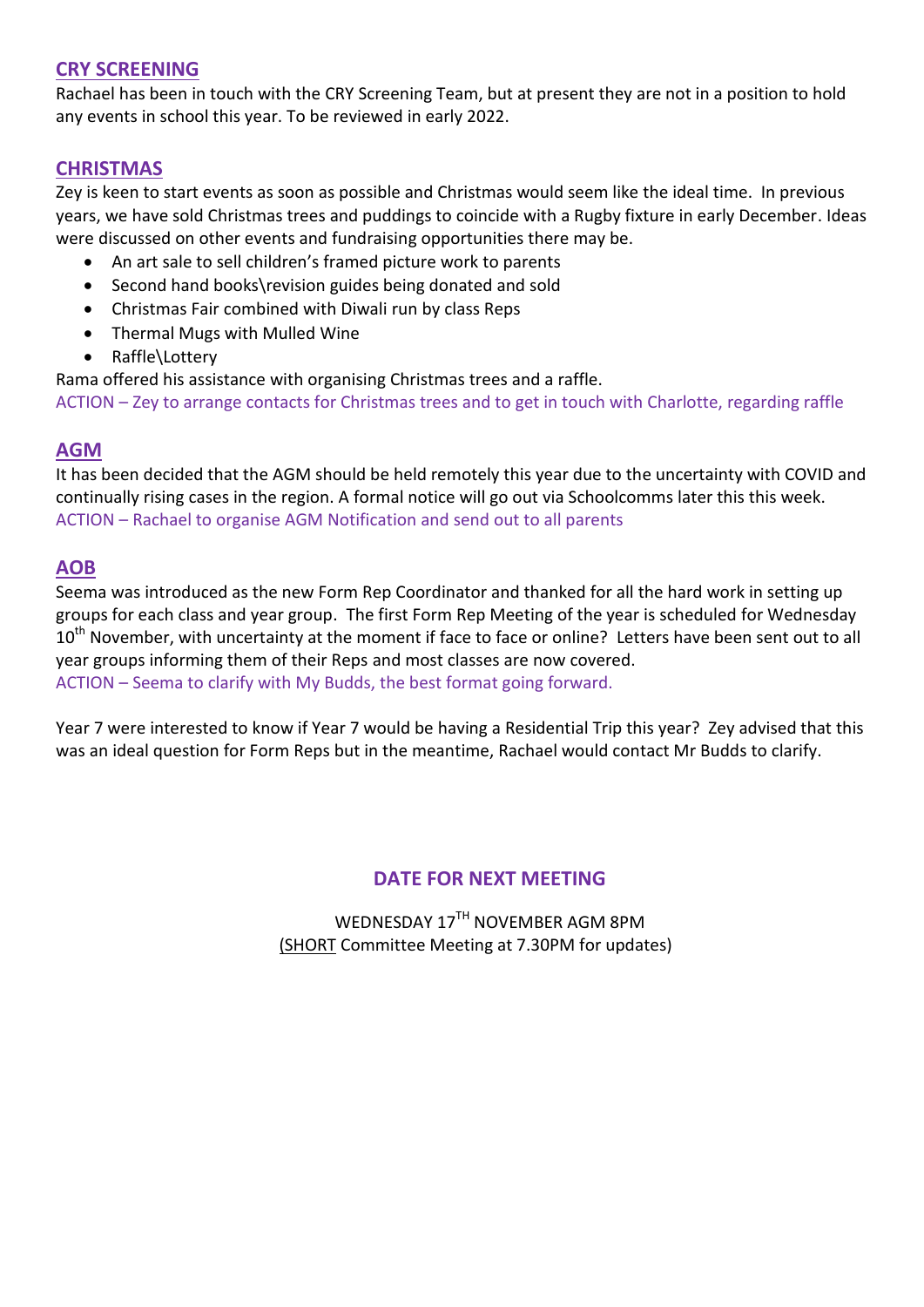## CRY SCREENING

Rachael has been in touch with the CRY Screening Team, but at present they are not in a position to hold any events in school this year. To be reviewed in early 2022.

## CHRISTMAS

Zey is keen to start events as soon as possible and Christmas would seem like the ideal time. In previous years, we have sold Christmas trees and puddings to coincide with a Rugby fixture in early December. Ideas were discussed on other events and fundraising opportunities there may be.

- An art sale to sell children's framed picture work to parents
- Second hand books\revision guides being donated and sold
- Christmas Fair combined with Diwali run by class Reps
- Thermal Mugs with Mulled Wine
- Raffle\Lottery

Rama offered his assistance with organising Christmas trees and a raffle.

ACTION – Zey to arrange contacts for Christmas trees and to get in touch with Charlotte, regarding raffle

## AGM

It has been decided that the AGM should be held remotely this year due to the uncertainty with COVID and continually rising cases in the region. A formal notice will go out via Schoolcomms later this this week.

ACTION – Rachael to organise AGM Notification and send out to all parents

## AOB

Seema was introduced as the new Form Rep Coordinator and thanked for all the hard work in setting up groups for each class and year group. The first Form Rep Meeting of the year is scheduled for Wednesday 10th November, with uncertainty at the moment if face to face or online? Letters have been sent out to all year groups informing them of their Reps and most classes are now covered.

ACTION – Seema to clarify with My Budds, the best format going forward.

Year 7 were interested to know if Year 7 would be having a Residential Trip this year? Zey advised that this was an ideal question for Form Reps but in the meantime, Rachael would contact Mr Budds to clarify.

## DATE FOR NEXT MEETING

WEDNESDAY 17TH NOVEMBER AGM 8PM
(SHORT Committee Meeting at 7.30PM for updates)